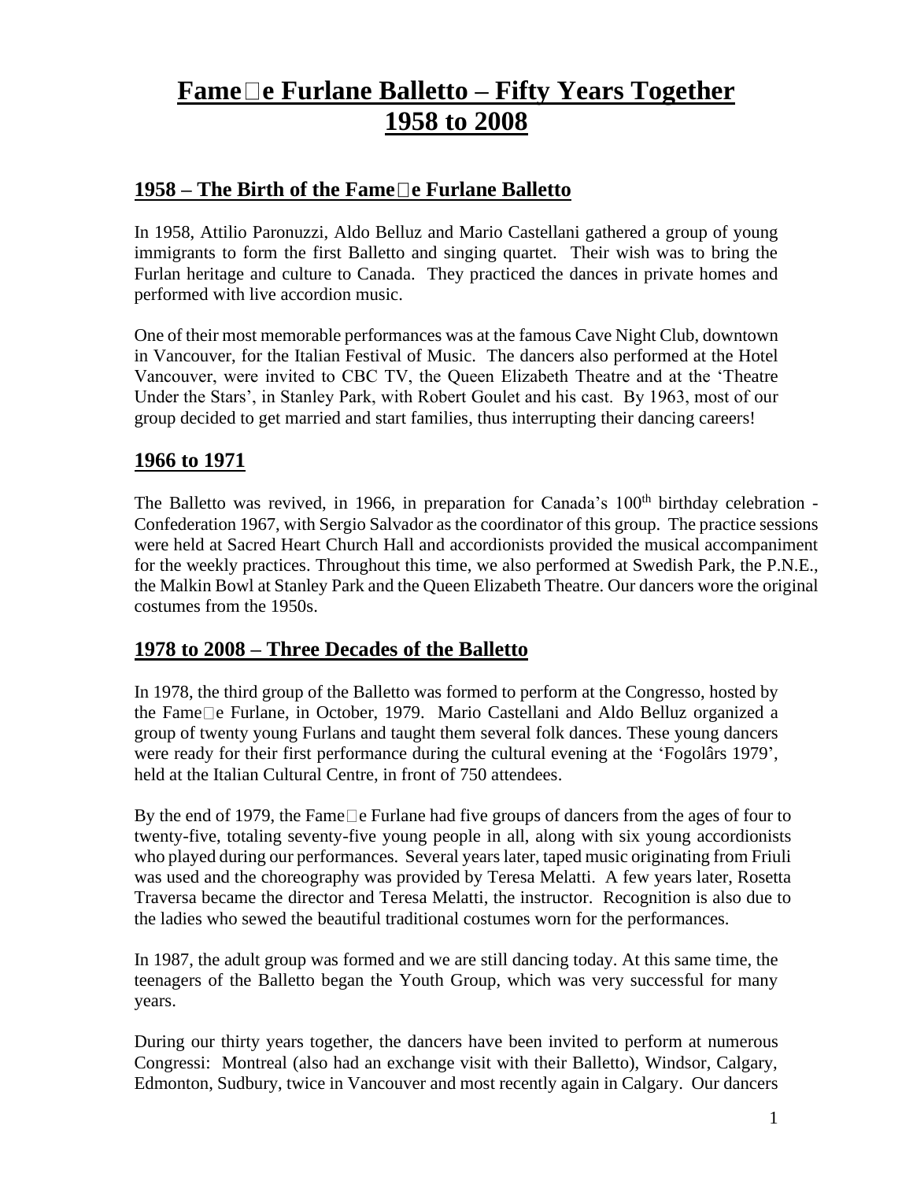# Fame□e Furlane Balletto – Fifty Years Together 1958 to 2008

## 1958 – The Birth of the Fame□e Furlane Balletto

In 1958, Attilio Paronuzzi, Aldo Belluz and Mario Castellani gathered a group of young immigrants to form the first Balletto and singing quartet. Their wish was to bring the Furlan heritage and culture to Canada. They practiced the dances in private homes and performed with live accordion music.

One of their most memorable performances was at the famous Cave Night Club, downtown in Vancouver, for the Italian Festival of Music. The dancers also performed at the Hotel Vancouver, were invited to CBC TV, the Queen Elizabeth Theatre and at the 'Theatre Under the Stars', in Stanley Park, with Robert Goulet and his cast. By 1963, most of our group decided to get married and start families, thus interrupting their dancing careers!

## 1966 to 1971

The Balletto was revived, in 1966, in preparation for Canada's 100th birthday celebration - Confederation 1967, with Sergio Salvador as the coordinator of this group. The practice sessions were held at Sacred Heart Church Hall and accordionists provided the musical accompaniment for the weekly practices. Throughout this time, we also performed at Swedish Park, the P.N.E., the Malkin Bowl at Stanley Park and the Queen Elizabeth Theatre. Our dancers wore the original costumes from the 1950s.

## 1978 to 2008 – Three Decades of the Balletto

In 1978, the third group of the Balletto was formed to perform at the Congresso, hosted by the Fame□e Furlane, in October, 1979. Mario Castellani and Aldo Belluz organized a group of twenty young Furlans and taught them several folk dances. These young dancers were ready for their first performance during the cultural evening at the 'Fogolârs 1979', held at the Italian Cultural Centre, in front of 750 attendees.

By the end of 1979, the Fame□e Furlane had five groups of dancers from the ages of four to twenty-five, totaling seventy-five young people in all, along with six young accordionists who played during our performances. Several years later, taped music originating from Friuli was used and the choreography was provided by Teresa Melatti. A few years later, Rosetta Traversa became the director and Teresa Melatti, the instructor. Recognition is also due to the ladies who sewed the beautiful traditional costumes worn for the performances.

In 1987, the adult group was formed and we are still dancing today. At this same time, the teenagers of the Balletto began the Youth Group, which was very successful for many years.

During our thirty years together, the dancers have been invited to perform at numerous Congressi: Montreal (also had an exchange visit with their Balletto), Windsor, Calgary, Edmonton, Sudbury, twice in Vancouver and most recently again in Calgary. Our dancers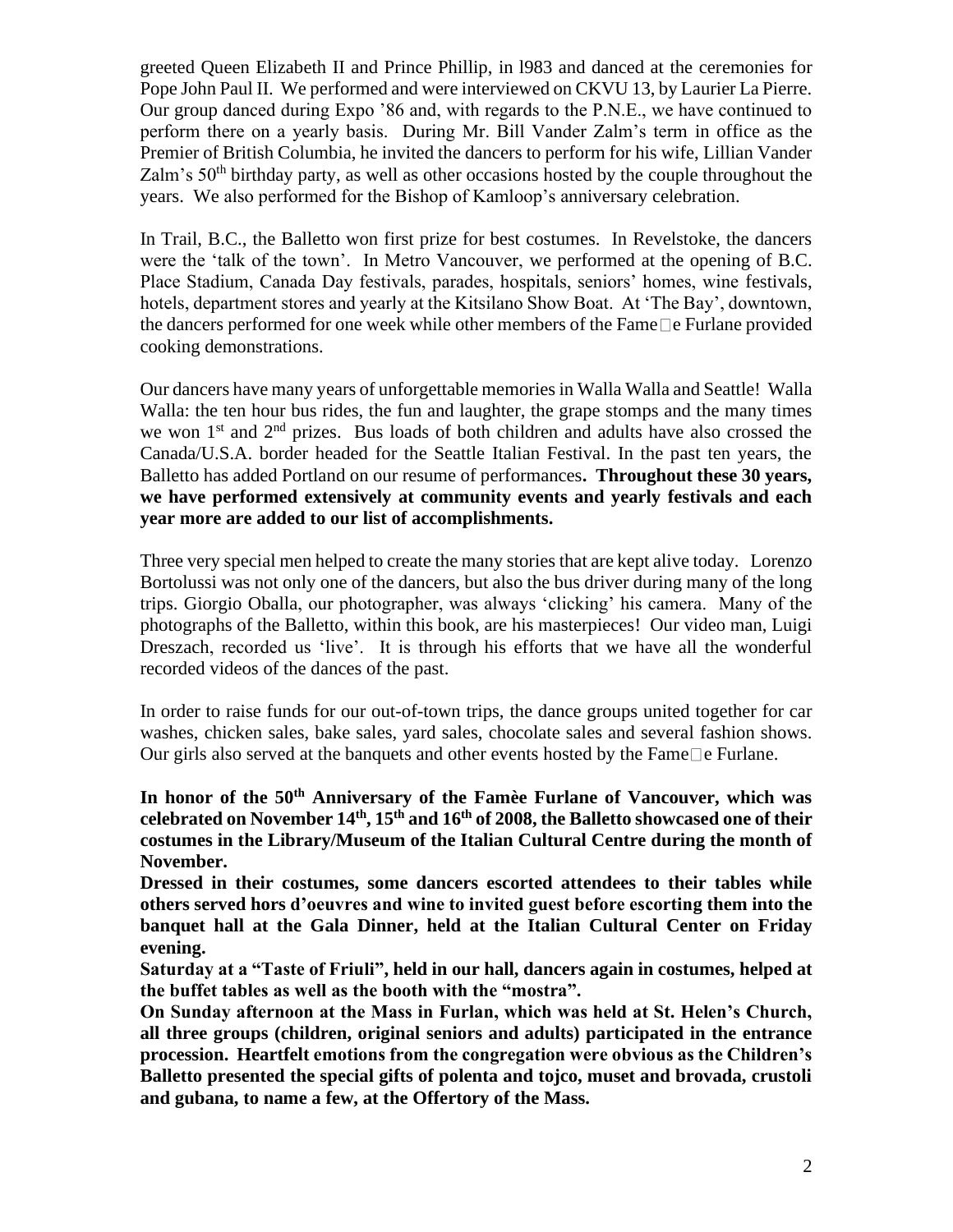greeted Queen Elizabeth II and Prince Phillip, in l983 and danced at the ceremonies for Pope John Paul II. We performed and were interviewed on CKVU 13, by Laurier La Pierre. Our group danced during Expo '86 and, with regards to the P.N.E., we have continued to perform there on a yearly basis. During Mr. Bill Vander Zalm's term in office as the Premier of British Columbia, he invited the dancers to perform for his wife, Lillian Vander Zalm's 50th birthday party, as well as other occasions hosted by the couple throughout the years. We also performed for the Bishop of Kamloop's anniversary celebration.

In Trail, B.C., the Balletto won first prize for best costumes. In Revelstoke, the dancers were the 'talk of the town'. In Metro Vancouver, we performed at the opening of B.C. Place Stadium, Canada Day festivals, parades, hospitals, seniors' homes, wine festivals, hotels, department stores and yearly at the Kitsilano Show Boat. At 'The Bay', downtown, the dancers performed for one week while other members of the Fame□e Furlane provided cooking demonstrations.

Our dancers have many years of unforgettable memories in Walla Walla and Seattle! Walla Walla: the ten hour bus rides, the fun and laughter, the grape stomps and the many times we won 1st and 2nd prizes. Bus loads of both children and adults have also crossed the Canada/U.S.A. border headed for the Seattle Italian Festival. In the past ten years, the Balletto has added Portland on our resume of performances**. Throughout these 30 years, we have performed extensively at community events and yearly festivals and each year more are added to our list of accomplishments.**

Three very special men helped to create the many stories that are kept alive today. Lorenzo Bortolussi was not only one of the dancers, but also the bus driver during many of the long trips. Giorgio Oballa, our photographer, was always 'clicking' his camera. Many of the photographs of the Balletto, within this book, are his masterpieces! Our video man, Luigi Dreszach, recorded us 'live'. It is through his efforts that we have all the wonderful recorded videos of the dances of the past.

In order to raise funds for our out-of-town trips, the dance groups united together for car washes, chicken sales, bake sales, yard sales, chocolate sales and several fashion shows. Our girls also served at the banquets and other events hosted by the Fame□e Furlane.

**In honor of the 50th Anniversary of the Famèe Furlane of Vancouver, which was celebrated on November 14th, 15th and 16th of 2008, the Balletto showcased one of their costumes in the Library/Museum of the Italian Cultural Centre during the month of November.**

**Dressed in their costumes, some dancers escorted attendees to their tables while others served hors d'oeuvres and wine to invited guest before escorting them into the banquet hall at the Gala Dinner, held at the Italian Cultural Center on Friday evening.**

**Saturday at a "Taste of Friuli", held in our hall, dancers again in costumes, helped at the buffet tables as well as the booth with the "mostra".**

**On Sunday afternoon at the Mass in Furlan, which was held at St. Helen's Church, all three groups (children, original seniors and adults) participated in the entrance procession. Heartfelt emotions from the congregation were obvious as the Children's Balletto presented the special gifts of polenta and tojco, muset and brovada, crustoli and gubana, to name a few, at the Offertory of the Mass.**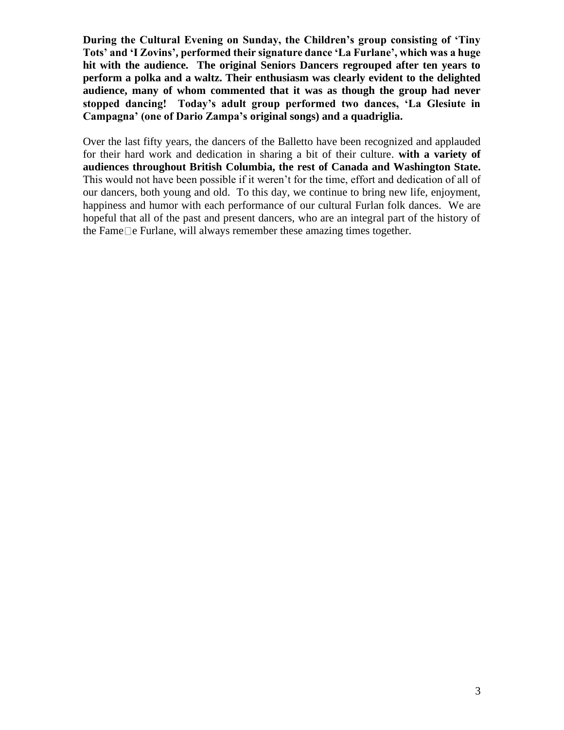**During the Cultural Evening on Sunday, the Children's group consisting of 'Tiny Tots' and 'I Zovins', performed their signature dance 'La Furlane', which was a huge hit with the audience. The original Seniors Dancers regrouped after ten years to perform a polka and a waltz. Their enthusiasm was clearly evident to the delighted audience, many of whom commented that it was as though the group had never stopped dancing! Today's adult group performed two dances, 'La Glesiute in Campagna' (one of Dario Zampa's original songs) and a quadriglia.**

Over the last fifty years, the dancers of the Balletto have been recognized and applauded for their hard work and dedication in sharing a bit of their culture. **with a variety of audiences throughout British Columbia, the rest of Canada and Washington State.** This would not have been possible if it weren't for the time, effort and dedication of all of our dancers, both young and old. To this day, we continue to bring new life, enjoyment, happiness and humor with each performance of our cultural Furlan folk dances. We are hopeful that all of the past and present dancers, who are an integral part of the history of the Fame□e Furlane, will always remember these amazing times together.